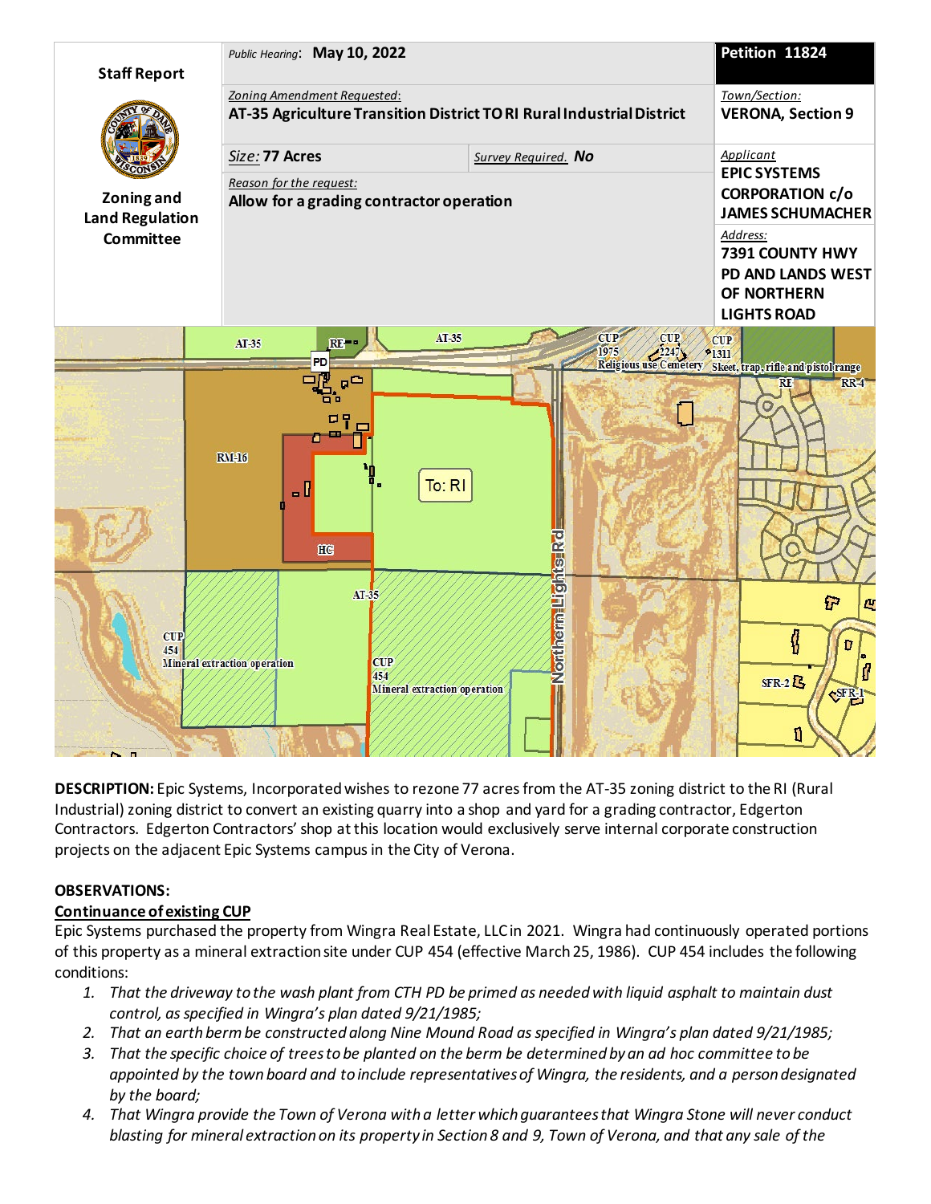| | | |
|---|---|---|
| **Staff Report** | *Public Hearing*: **May 10, 2022** | **Petition 11824** |
| **Zoning and Land Regulation Committee** | *Zoning Amendment Requested:* **AT-35 Agriculture Transition District TO RI Rural Industrial District** | *Town/Section:* **VERONA, Section 9** |
| | *Size:* **77 Acres** — *Survey Required.* **No** | *Applicant* **EPIC SYSTEMS CORPORATION c/o JAMES SCHUMACHER** |
| | *Reason for the request:* **Allow for a grading contractor operation** | *Address:* **7391 COUNTY HWY PD AND LANDS WEST OF NORTHERN LIGHTS ROAD** |

AT-35 RE PD AT-35 CUP 1975 CUP 2247 Religious use Cemetery CUP 1311 Skeet, trap, rifle and pistol range RE RR-4 RM-16 To: RI HC AT-35 Northern Lights Rd CUP 454 Mineral extraction operation CUP 454 Mineral extraction operation SFR-2 SFR-1

**DESCRIPTION:** Epic Systems, Incorporated wishes to rezone 77 acres from the AT-35 zoning district to the RI (Rural Industrial) zoning district to convert an existing quarry into a shop and yard for a grading contractor, Edgerton Contractors. Edgerton Contractors' shop at this location would exclusively serve internal corporate construction projects on the adjacent Epic Systems campus in the City of Verona.

**OBSERVATIONS:**

**Continuance of existing CUP**

Epic Systems purchased the property from Wingra Real Estate, LLC in 2021. Wingra had continuously operated portions of this property as a mineral extraction site under CUP 454 (effective March 25, 1986). CUP 454 includes the following conditions:

1. *That the driveway to the wash plant from CTH PD be primed as needed with liquid asphalt to maintain dust control, as specified in Wingra's plan dated 9/21/1985;*
2. *That an earth berm be constructed along Nine Mound Road as specified in Wingra's plan dated 9/21/1985;*
3. *That the specific choice of trees to be planted on the berm be determined by an ad hoc committee to be appointed by the town board and to include representatives of Wingra, the residents, and a person designated by the board;*
4. *That Wingra provide the Town of Verona with a letter which guarantees that Wingra Stone will never conduct blasting for mineral extraction on its property in Section 8 and 9, Town of Verona, and that any sale of the*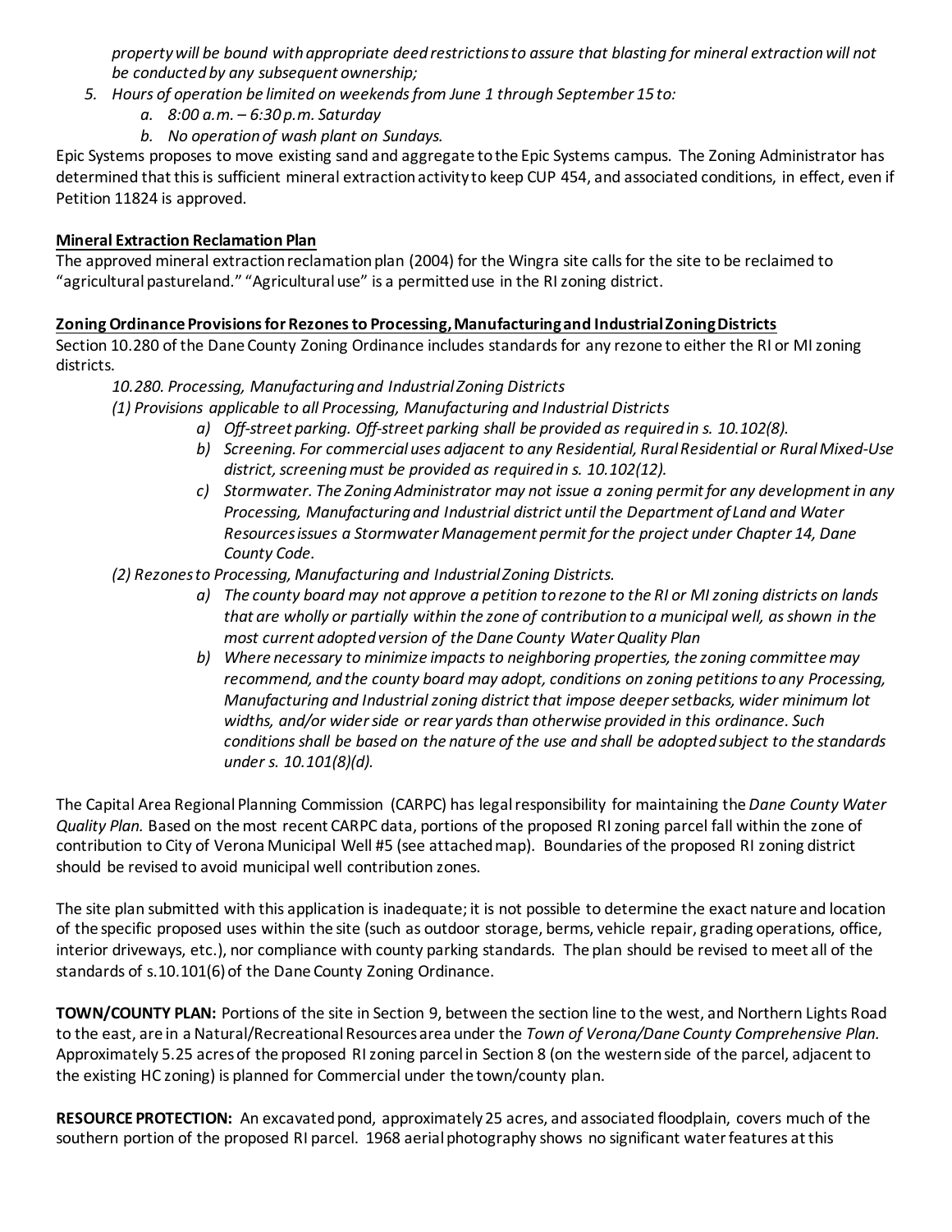*property will be bound with appropriate deed restrictions to assure that blasting for mineral extraction will not be conducted by any subsequent ownership;*

5. *Hours of operation be limited on weekends from June 1 through September 15 to:*
   a. *8:00 a.m. – 6:30 p.m. Saturday*
   b. *No operation of wash plant on Sundays.*

Epic Systems proposes to move existing sand and aggregate to the Epic Systems campus. The Zoning Administrator has determined that this is sufficient mineral extraction activity to keep CUP 454, and associated conditions, in effect, even if Petition 11824 is approved.

**Mineral Extraction Reclamation Plan**

The approved mineral extraction reclamation plan (2004) for the Wingra site calls for the site to be reclaimed to "agricultural pastureland." "Agricultural use" is a permitted use in the RI zoning district.

**Zoning Ordinance Provisions for Rezones to Processing, Manufacturing and Industrial Zoning Districts**

Section 10.280 of the Dane County Zoning Ordinance includes standards for any rezone to either the RI or MI zoning districts.

*10.280. Processing, Manufacturing and Industrial Zoning Districts*

*(1) Provisions applicable to all Processing, Manufacturing and Industrial Districts*

a) *Off-street parking. Off-street parking shall be provided as required in s. 10.102(8).*
b) *Screening. For commercial uses adjacent to any Residential, Rural Residential or Rural Mixed-Use district, screening must be provided as required in s. 10.102(12).*
c) *Stormwater. The Zoning Administrator may not issue a zoning permit for any development in any Processing, Manufacturing and Industrial district until the Department of Land and Water Resources issues a Stormwater Management permit for the project under Chapter 14, Dane County Code.*

*(2) Rezones to Processing, Manufacturing and Industrial Zoning Districts.*

a) *The county board may not approve a petition to rezone to the RI or MI zoning districts on lands that are wholly or partially within the zone of contribution to a municipal well, as shown in the most current adopted version of the Dane County Water Quality Plan*
b) *Where necessary to minimize impacts to neighboring properties, the zoning committee may recommend, and the county board may adopt, conditions on zoning petitions to any Processing, Manufacturing and Industrial zoning district that impose deeper setbacks, wider minimum lot widths, and/or wider side or rear yards than otherwise provided in this ordinance. Such conditions shall be based on the nature of the use and shall be adopted subject to the standards under s. 10.101(8)(d).*

The Capital Area Regional Planning Commission (CARPC) has legal responsibility for maintaining the *Dane County Water Quality Plan.* Based on the most recent CARPC data, portions of the proposed RI zoning parcel fall within the zone of contribution to City of Verona Municipal Well #5 (see attached map). Boundaries of the proposed RI zoning district should be revised to avoid municipal well contribution zones.

The site plan submitted with this application is inadequate; it is not possible to determine the exact nature and location of the specific proposed uses within the site (such as outdoor storage, berms, vehicle repair, grading operations, office, interior driveways, etc.), nor compliance with county parking standards. The plan should be revised to meet all of the standards of s.10.101(6) of the Dane County Zoning Ordinance.

**TOWN/COUNTY PLAN:** Portions of the site in Section 9, between the section line to the west, and Northern Lights Road to the east, are in a Natural/Recreational Resources area under the *Town of Verona/Dane County Comprehensive Plan.* Approximately 5.25 acres of the proposed RI zoning parcel in Section 8 (on the western side of the parcel, adjacent to the existing HC zoning) is planned for Commercial under the town/county plan.

**RESOURCE PROTECTION:** An excavated pond, approximately 25 acres, and associated floodplain, covers much of the southern portion of the proposed RI parcel. 1968 aerial photography shows no significant water features at this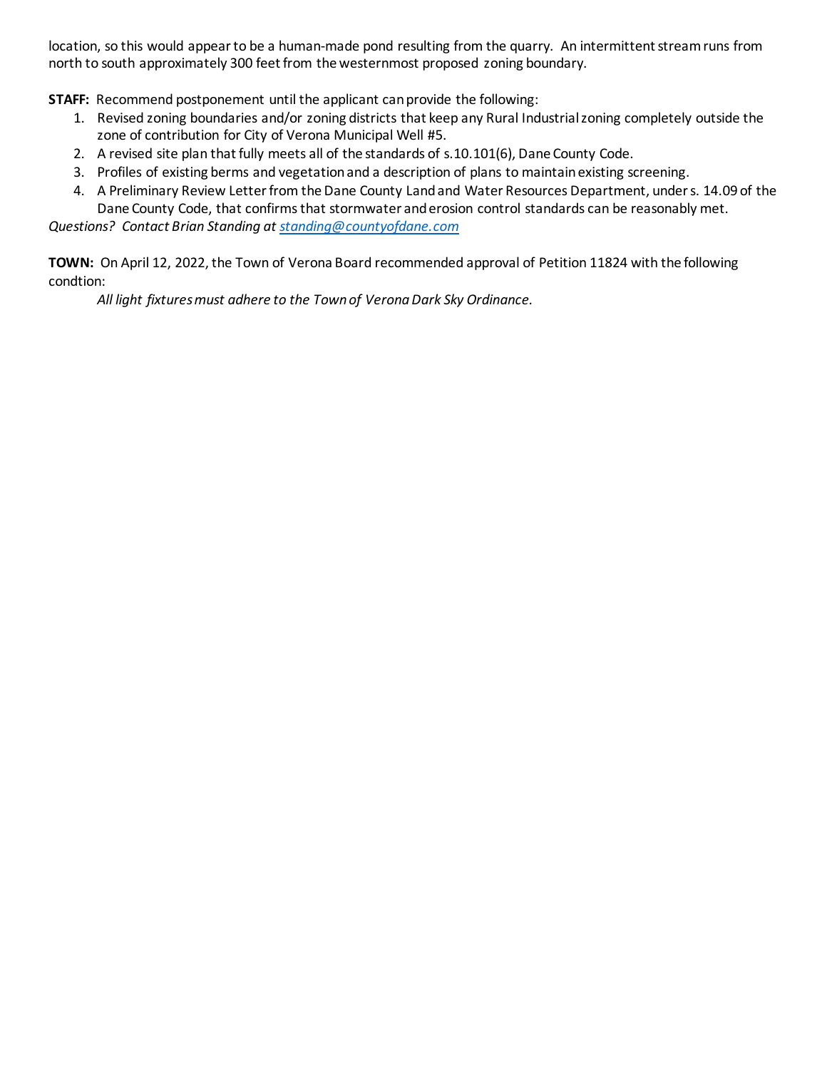location, so this would appear to be a human-made pond resulting from the quarry. An intermittent stream runs from north to south approximately 300 feet from the westernmost proposed zoning boundary.

**STAFF:** Recommend postponement until the applicant can provide the following:

1. Revised zoning boundaries and/or zoning districts that keep any Rural Industrial zoning completely outside the zone of contribution for City of Verona Municipal Well #5.
2. A revised site plan that fully meets all of the standards of s.10.101(6), Dane County Code.
3. Profiles of existing berms and vegetation and a description of plans to maintain existing screening.
4. A Preliminary Review Letter from the Dane County Land and Water Resources Department, under s. 14.09 of the Dane County Code, that confirms that stormwater and erosion control standards can be reasonably met.

*Questions? Contact Brian Standing at standing@countyofdane.com*

**TOWN:** On April 12, 2022, the Town of Verona Board recommended approval of Petition 11824 with the following condtion:

*All light fixtures must adhere to the Town of Verona Dark Sky Ordinance.*